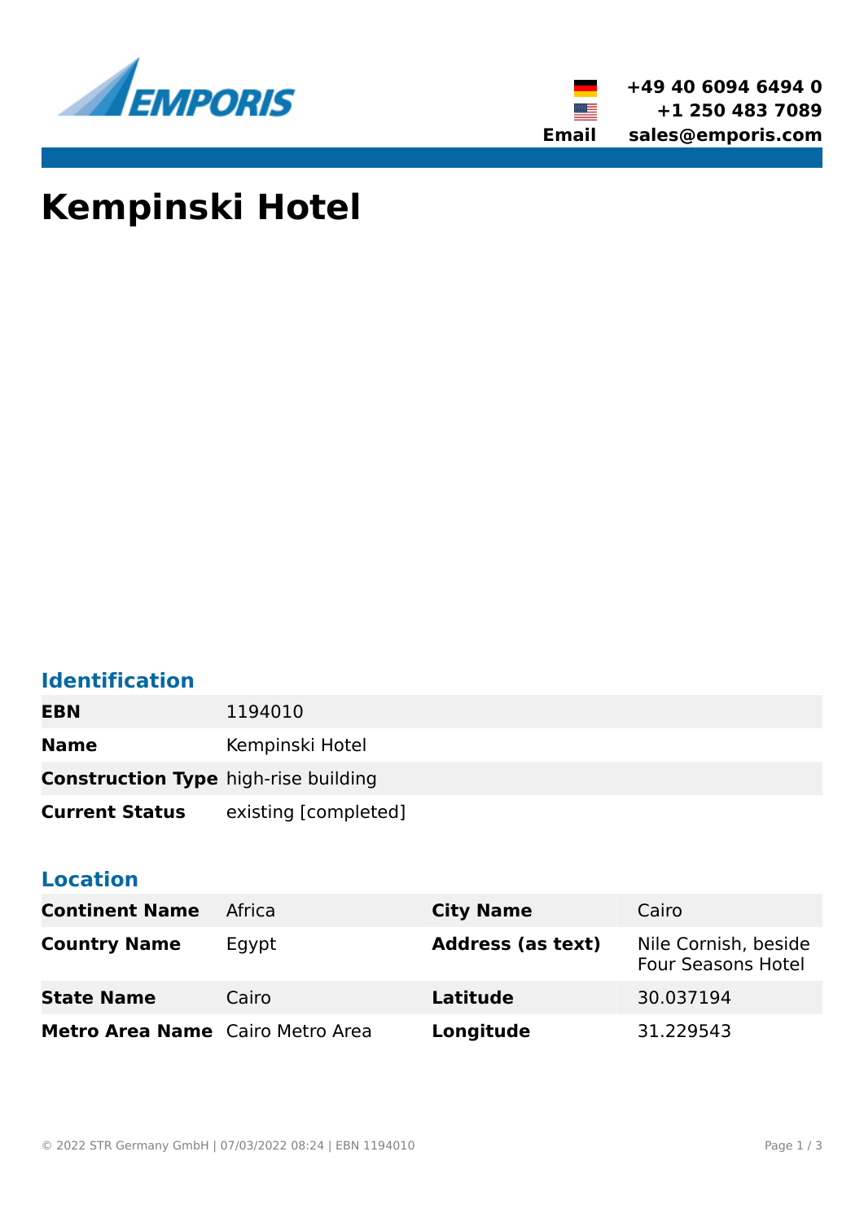+49 40 6094 6494 0
+1 250 483 7089
**Email** sales@emporis.com

# Kempinski Hotel

## Identification

| | |
|---|---|
| **EBN** | 1194010 |
| **Name** | Kempinski Hotel |
| **Construction Type** | high-rise building |
| **Current Status** | existing [completed] |

## Location

| | | | |
|---|---|---|---|
| **Continent Name** | Africa | **City Name** | Cairo |
| **Country Name** | Egypt | **Address (as text)** | Nile Cornish, beside Four Seasons Hotel |
| **State Name** | Cairo | **Latitude** | 30.037194 |
| **Metro Area Name** | Cairo Metro Area | **Longitude** | 31.229543 |

© 2022 STR Germany GmbH | 07/03/2022 08:24 | EBN 1194010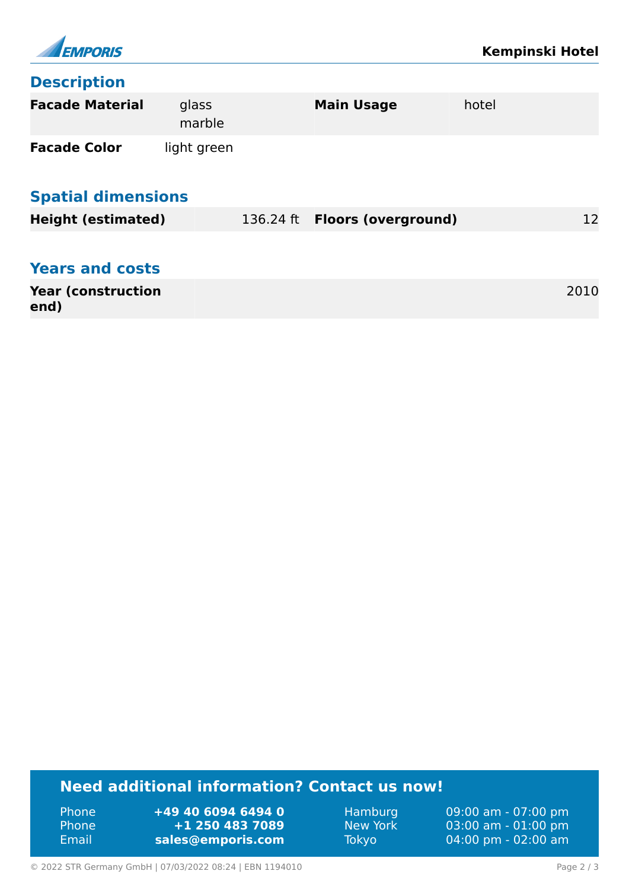## Description

| Facade Material | glass<br>marble | Main Usage | hotel |
|---|---|---|---|
| Facade Color | light green | | |

## Spatial dimensions

| Height (estimated) | 136.24 ft | Floors (overground) | 12 |
|---|---|---|---|

## Years and costs

| Year (construction end) | 2010 |
|---|---|

## Need additional information? Contact us now!

| | | | |
|---|---|---|---|
| Phone | +49 40 6094 6494 0 | Hamburg | 09:00 am - 07:00 pm |
| Phone | +1 250 483 7089 | New York | 03:00 am - 01:00 pm |
| Email | sales@emporis.com | Tokyo | 04:00 pm - 02:00 am |

© 2022 STR Germany GmbH | 07/03/2022 08:24 | EBN 1194010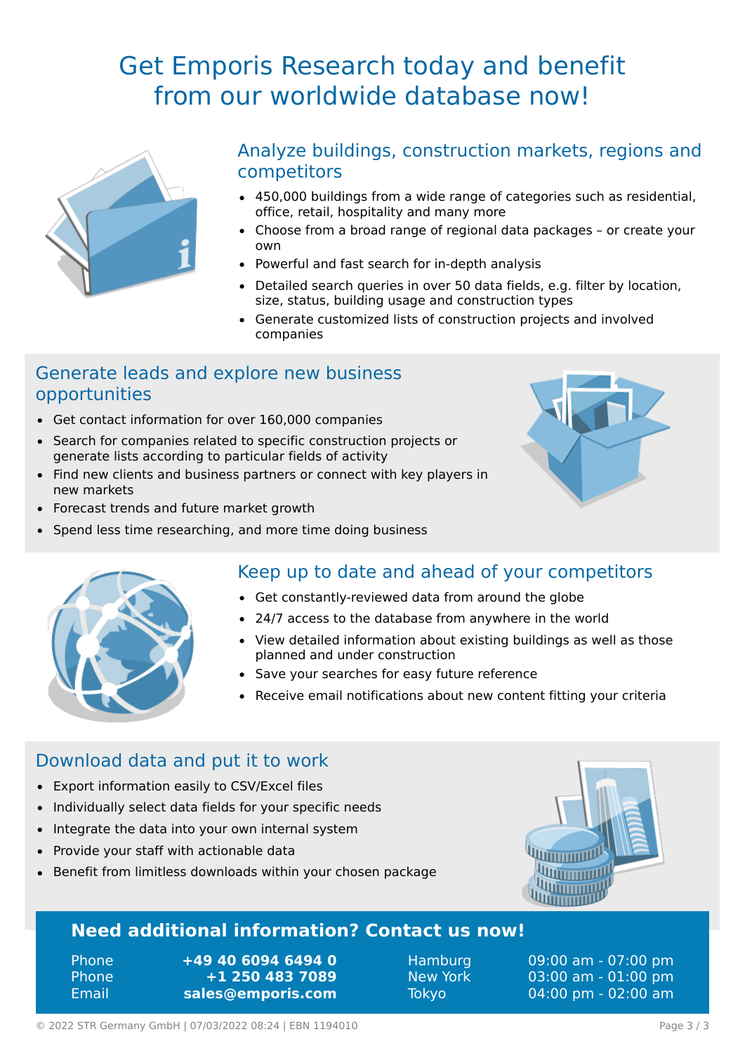# Get Emporis Research today and benefit from our worldwide database now!

## Analyze buildings, construction markets, regions and competitors

- 450,000 buildings from a wide range of categories such as residential, office, retail, hospitality and many more
- Choose from a broad range of regional data packages – or create your own
- Powerful and fast search for in-depth analysis
- Detailed search queries in over 50 data fields, e.g. filter by location, size, status, building usage and construction types
- Generate customized lists of construction projects and involved companies

## Generate leads and explore new business opportunities

- Get contact information for over 160,000 companies
- Search for companies related to specific construction projects or generate lists according to particular fields of activity
- Find new clients and business partners or connect with key players in new markets
- Forecast trends and future market growth
- Spend less time researching, and more time doing business

## Keep up to date and ahead of your competitors

- Get constantly-reviewed data from around the globe
- 24/7 access to the database from anywhere in the world
- View detailed information about existing buildings as well as those planned and under construction
- Save your searches for easy future reference
- Receive email notifications about new content fitting your criteria

## Download data and put it to work

- Export information easily to CSV/Excel files
- Individually select data fields for your specific needs
- Integrate the data into your own internal system
- Provide your staff with actionable data
- Benefit from limitless downloads within your chosen package

### Need additional information? Contact us now!

| | | | |
|---|---|---|---|
| Phone | **+49 40 6094 6494 0** | Hamburg | 09:00 am - 07:00 pm |
| Phone | **+1 250 483 7089** | New York | 03:00 am - 01:00 pm |
| Email | **sales@emporis.com** | Tokyo | 04:00 pm - 02:00 am |

© 2022 STR Germany GmbH | 07/03/2022 08:24 | EBN 1194010